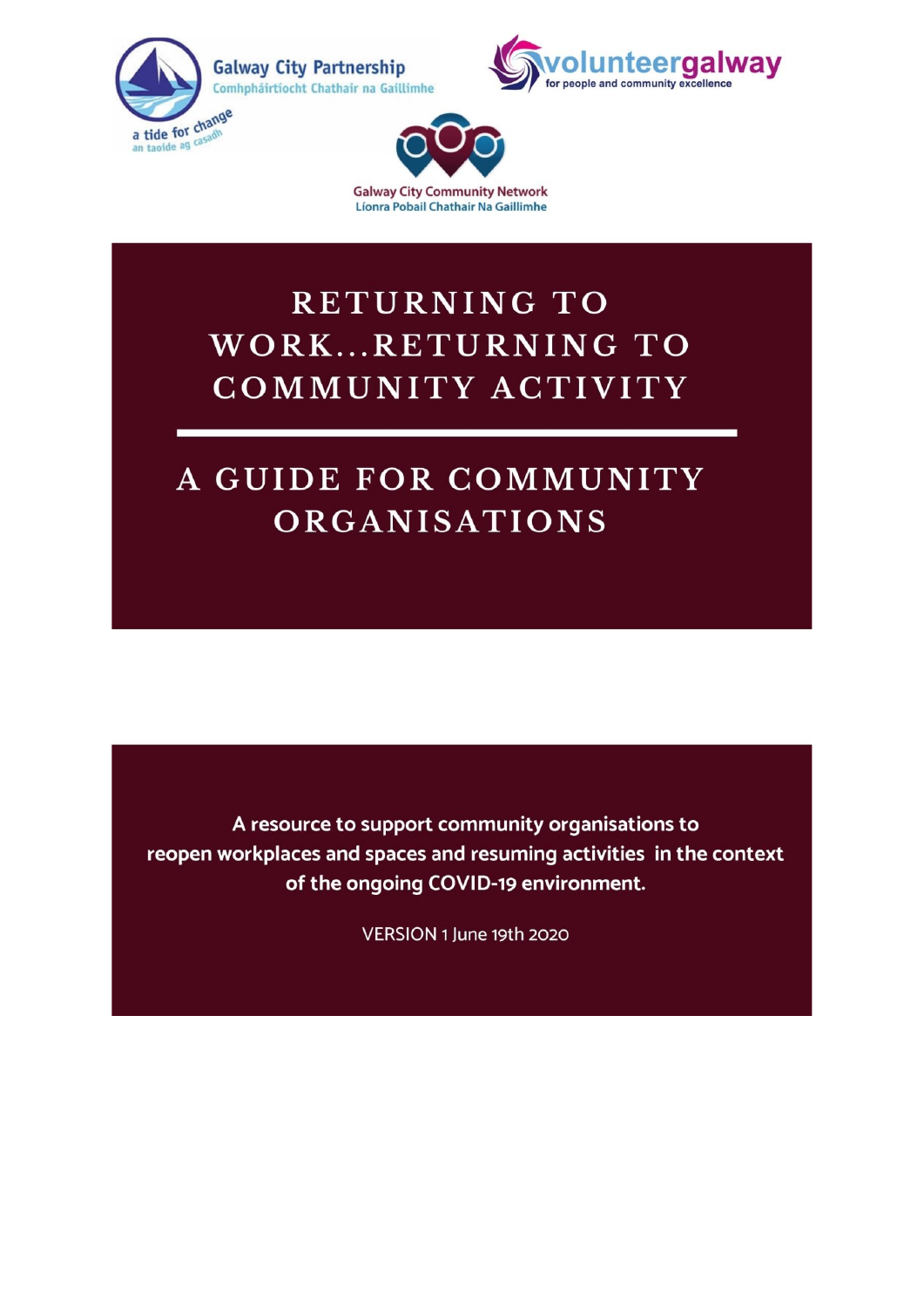Galway City Partnership
Comhpháirtíocht Chathair na Gaillimhe
a tide for change
an taoide ag casadh

volunteergalway
for people and community excellence

Galway City Community Network
Líonra Pobail Chathair Na Gaillimhe

# RETURNING TO WORK...RETURNING TO COMMUNITY ACTIVITY

# A GUIDE FOR COMMUNITY ORGANISATIONS

A resource to support community organisations to reopen workplaces and spaces and resuming activities in the context of the ongoing COVID-19 environment.

VERSION 1 June 19th 2020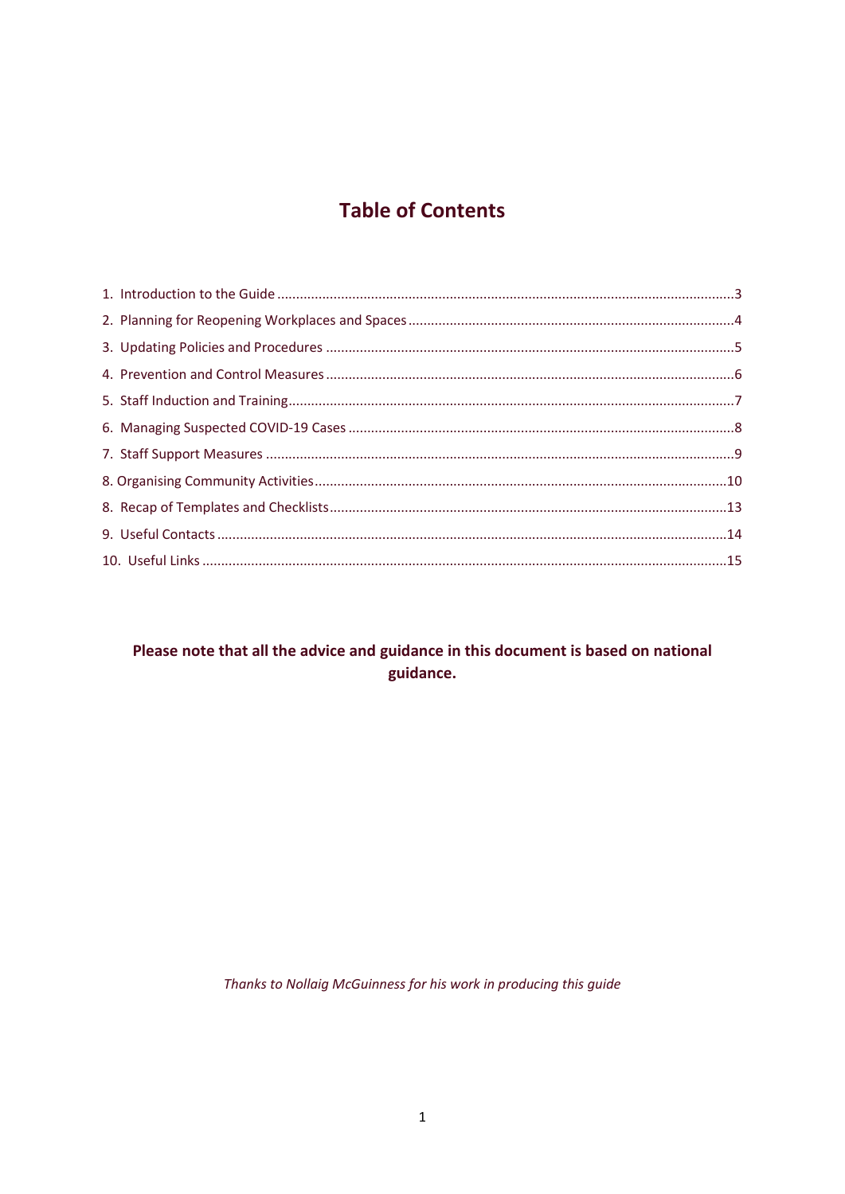# Table of Contents

1. Introduction to the Guide ....................................................................................................................3
2. Planning for Reopening Workplaces and Spaces ....................................................................................4
3. Updating Policies and Procedures ..........................................................................................................5
4. Prevention and Control Measures ..........................................................................................................6
5. Staff Induction and Training ...................................................................................................................7
6. Managing Suspected COVID-19 Cases ....................................................................................................8
7. Staff Support Measures ..........................................................................................................................9
8. Organising Community Activities ...........................................................................................................10
8. Recap of Templates and Checklists .......................................................................................................13
9. Useful Contacts .....................................................................................................................................14
10. Useful Links .........................................................................................................................................15

**Please note that all the advice and guidance in this document is based on national guidance.**

*Thanks to Nollaig McGuinness for his work in producing this guide*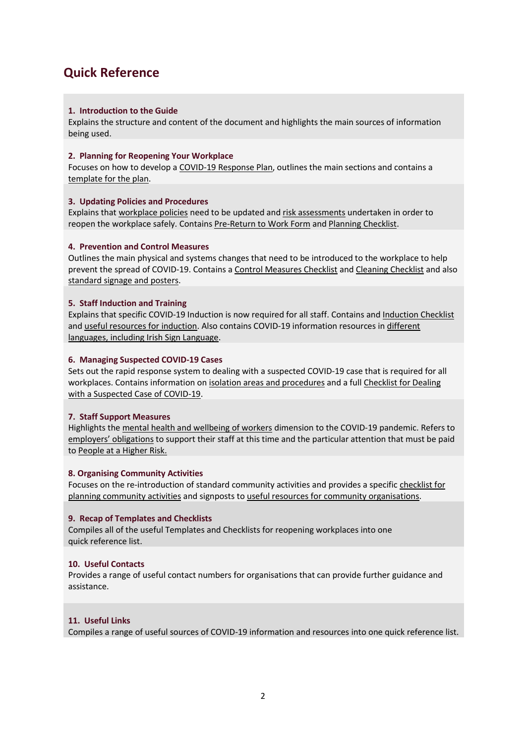# Quick Reference

**1. Introduction to the Guide**

Explains the structure and content of the document and highlights the main sources of information being used.

**2. Planning for Reopening Your Workplace**

Focuses on how to develop a COVID-19 Response Plan, outlines the main sections and contains a template for the plan.

**3. Updating Policies and Procedures**

Explains that workplace policies need to be updated and risk assessments undertaken in order to reopen the workplace safely. Contains Pre-Return to Work Form and Planning Checklist.

**4. Prevention and Control Measures**

Outlines the main physical and systems changes that need to be introduced to the workplace to help prevent the spread of COVID-19. Contains a Control Measures Checklist and Cleaning Checklist and also standard signage and posters.

**5. Staff Induction and Training**

Explains that specific COVID-19 Induction is now required for all staff. Contains and Induction Checklist and useful resources for induction. Also contains COVID-19 information resources in different languages, including Irish Sign Language.

**6. Managing Suspected COVID-19 Cases**

Sets out the rapid response system to dealing with a suspected COVID-19 case that is required for all workplaces. Contains information on isolation areas and procedures and a full Checklist for Dealing with a Suspected Case of COVID-19.

**7. Staff Support Measures**

Highlights the mental health and wellbeing of workers dimension to the COVID-19 pandemic. Refers to employers' obligations to support their staff at this time and the particular attention that must be paid to People at a Higher Risk.

**8. Organising Community Activities**

Focuses on the re-introduction of standard community activities and provides a specific checklist for planning community activities and signposts to useful resources for community organisations.

**9. Recap of Templates and Checklists**

Compiles all of the useful Templates and Checklists for reopening workplaces into one quick reference list.

**10. Useful Contacts**

Provides a range of useful contact numbers for organisations that can provide further guidance and assistance.

**11. Useful Links**

Compiles a range of useful sources of COVID-19 information and resources into one quick reference list.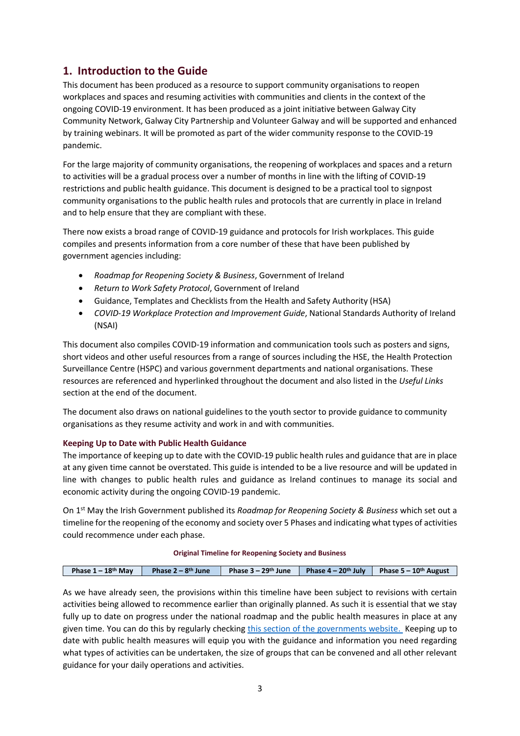## 1. Introduction to the Guide

This document has been produced as a resource to support community organisations to reopen workplaces and spaces and resuming activities with communities and clients in the context of the ongoing COVID-19 environment. It has been produced as a joint initiative between Galway City Community Network, Galway City Partnership and Volunteer Galway and will be supported and enhanced by training webinars. It will be promoted as part of the wider community response to the COVID-19 pandemic.

For the large majority of community organisations, the reopening of workplaces and spaces and a return to activities will be a gradual process over a number of months in line with the lifting of COVID-19 restrictions and public health guidance. This document is designed to be a practical tool to signpost community organisations to the public health rules and protocols that are currently in place in Ireland and to help ensure that they are compliant with these.

There now exists a broad range of COVID-19 guidance and protocols for Irish workplaces. This guide compiles and presents information from a core number of these that have been published by government agencies including:

- *Roadmap for Reopening Society & Business*, Government of Ireland
- *Return to Work Safety Protocol*, Government of Ireland
- Guidance, Templates and Checklists from the Health and Safety Authority (HSA)
- *COVID-19 Workplace Protection and Improvement Guide*, National Standards Authority of Ireland (NSAI)

This document also compiles COVID-19 information and communication tools such as posters and signs, short videos and other useful resources from a range of sources including the HSE, the Health Protection Surveillance Centre (HSPC) and various government departments and national organisations. These resources are referenced and hyperlinked throughout the document and also listed in the *Useful Links* section at the end of the document.

The document also draws on national guidelines to the youth sector to provide guidance to community organisations as they resume activity and work in and with communities.

### Keeping Up to Date with Public Health Guidance

The importance of keeping up to date with the COVID-19 public health rules and guidance that are in place at any given time cannot be overstated. This guide is intended to be a live resource and will be updated in line with changes to public health rules and guidance as Ireland continues to manage its social and economic activity during the ongoing COVID-19 pandemic.

On 1st May the Irish Government published its *Roadmap for Reopening Society & Business* which set out a timeline for the reopening of the economy and society over 5 Phases and indicating what types of activities could recommence under each phase.

**Original Timeline for Reopening Society and Business**

| Phase 1 – 18th May | Phase 2 – 8th June | Phase 3 – 29th June | Phase 4 – 20th July | Phase 5 – 10th August |
|---|---|---|---|---|

As we have already seen, the provisions within this timeline have been subject to revisions with certain activities being allowed to recommence earlier than originally planned. As such it is essential that we stay fully up to date on progress under the national roadmap and the public health measures in place at any given time. You can do this by regularly checking this section of the governments website. Keeping up to date with public health measures will equip you with the guidance and information you need regarding what types of activities can be undertaken, the size of groups that can be convened and all other relevant guidance for your daily operations and activities.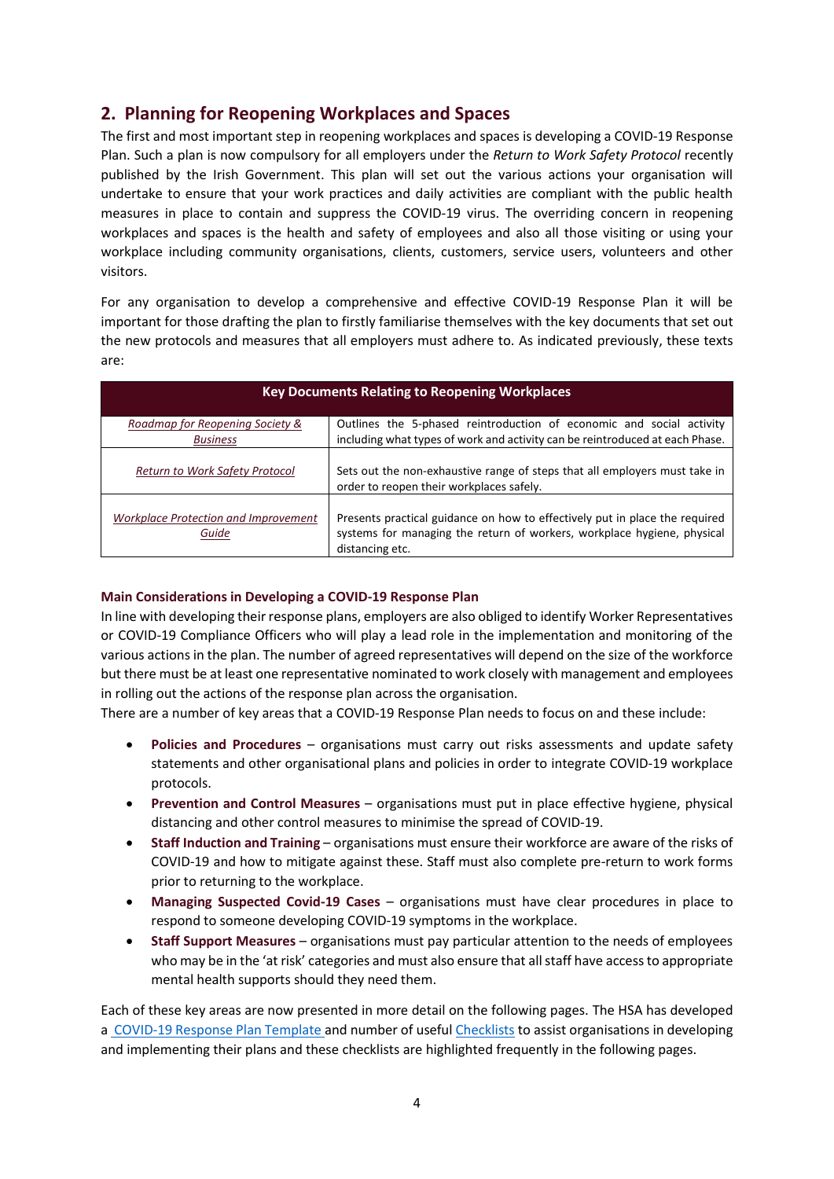## 2. Planning for Reopening Workplaces and Spaces

The first and most important step in reopening workplaces and spaces is developing a COVID-19 Response Plan. Such a plan is now compulsory for all employers under the *Return to Work Safety Protocol* recently published by the Irish Government. This plan will set out the various actions your organisation will undertake to ensure that your work practices and daily activities are compliant with the public health measures in place to contain and suppress the COVID-19 virus. The overriding concern in reopening workplaces and spaces is the health and safety of employees and also all those visiting or using your workplace including community organisations, clients, customers, service users, volunteers and other visitors.

For any organisation to develop a comprehensive and effective COVID-19 Response Plan it will be important for those drafting the plan to firstly familiarise themselves with the key documents that set out the new protocols and measures that all employers must adhere to. As indicated previously, these texts are:

| Key Documents Relating to Reopening Workplaces | |
|---|---|
| *Roadmap for Reopening Society & Business* | Outlines the 5-phased reintroduction of economic and social activity including what types of work and activity can be reintroduced at each Phase. |
| *Return to Work Safety Protocol* | Sets out the non-exhaustive range of steps that all employers must take in order to reopen their workplaces safely. |
| *Workplace Protection and Improvement Guide* | Presents practical guidance on how to effectively put in place the required systems for managing the return of workers, workplace hygiene, physical distancing etc. |

### Main Considerations in Developing a COVID-19 Response Plan

In line with developing their response plans, employers are also obliged to identify Worker Representatives or COVID-19 Compliance Officers who will play a lead role in the implementation and monitoring of the various actions in the plan. The number of agreed representatives will depend on the size of the workforce but there must be at least one representative nominated to work closely with management and employees in rolling out the actions of the response plan across the organisation.

There are a number of key areas that a COVID-19 Response Plan needs to focus on and these include:

- **Policies and Procedures** – organisations must carry out risks assessments and update safety statements and other organisational plans and policies in order to integrate COVID-19 workplace protocols.
- **Prevention and Control Measures** – organisations must put in place effective hygiene, physical distancing and other control measures to minimise the spread of COVID-19.
- **Staff Induction and Training** – organisations must ensure their workforce are aware of the risks of COVID-19 and how to mitigate against these. Staff must also complete pre-return to work forms prior to returning to the workplace.
- **Managing Suspected Covid-19 Cases** – organisations must have clear procedures in place to respond to someone developing COVID-19 symptoms in the workplace.
- **Staff Support Measures** – organisations must pay particular attention to the needs of employees who may be in the 'at risk' categories and must also ensure that all staff have access to appropriate mental health supports should they need them.

Each of these key areas are now presented in more detail on the following pages. The HSA has developed a COVID-19 Response Plan Template and number of useful Checklists to assist organisations in developing and implementing their plans and these checklists are highlighted frequently in the following pages.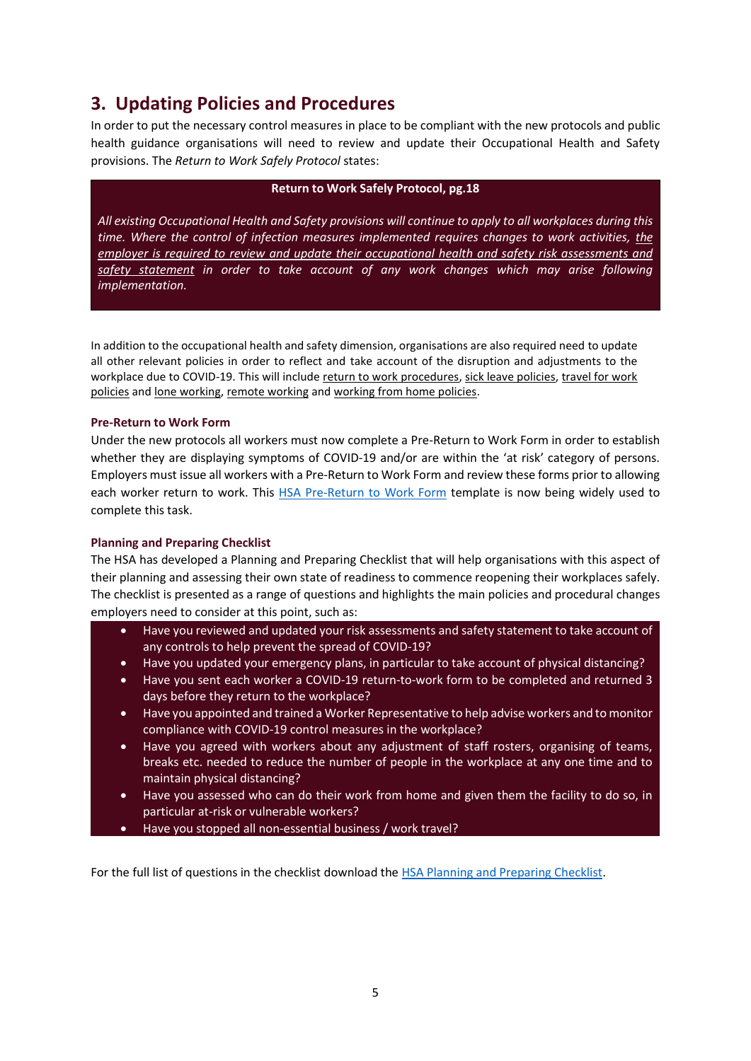## 3. Updating Policies and Procedures

In order to put the necessary control measures in place to be compliant with the new protocols and public health guidance organisations will need to review and update their Occupational Health and Safety provisions. The *Return to Work Safely Protocol* states:

> **Return to Work Safely Protocol, pg.18**
>
> *All existing Occupational Health and Safety provisions will continue to apply to all workplaces during this time. Where the control of infection measures implemented requires changes to work activities, the employer is required to review and update their occupational health and safety risk assessments and safety statement in order to take account of any work changes which may arise following implementation.*

In addition to the occupational health and safety dimension, organisations are also required need to update all other relevant policies in order to reflect and take account of the disruption and adjustments to the workplace due to COVID-19. This will include return to work procedures, sick leave policies, travel for work policies and lone working, remote working and working from home policies.

### Pre-Return to Work Form

Under the new protocols all workers must now complete a Pre-Return to Work Form in order to establish whether they are displaying symptoms of COVID-19 and/or are within the 'at risk' category of persons. Employers must issue all workers with a Pre-Return to Work Form and review these forms prior to allowing each worker return to work. This HSA Pre-Return to Work Form template is now being widely used to complete this task.

### Planning and Preparing Checklist

The HSA has developed a Planning and Preparing Checklist that will help organisations with this aspect of their planning and assessing their own state of readiness to commence reopening their workplaces safely. The checklist is presented as a range of questions and highlights the main policies and procedural changes employers need to consider at this point, such as:

- Have you reviewed and updated your risk assessments and safety statement to take account of any controls to help prevent the spread of COVID-19?
- Have you updated your emergency plans, in particular to take account of physical distancing?
- Have you sent each worker a COVID-19 return-to-work form to be completed and returned 3 days before they return to the workplace?
- Have you appointed and trained a Worker Representative to help advise workers and to monitor compliance with COVID-19 control measures in the workplace?
- Have you agreed with workers about any adjustment of staff rosters, organising of teams, breaks etc. needed to reduce the number of people in the workplace at any one time and to maintain physical distancing?
- Have you assessed who can do their work from home and given them the facility to do so, in particular at-risk or vulnerable workers?
- Have you stopped all non-essential business / work travel?

For the full list of questions in the checklist download the HSA Planning and Preparing Checklist.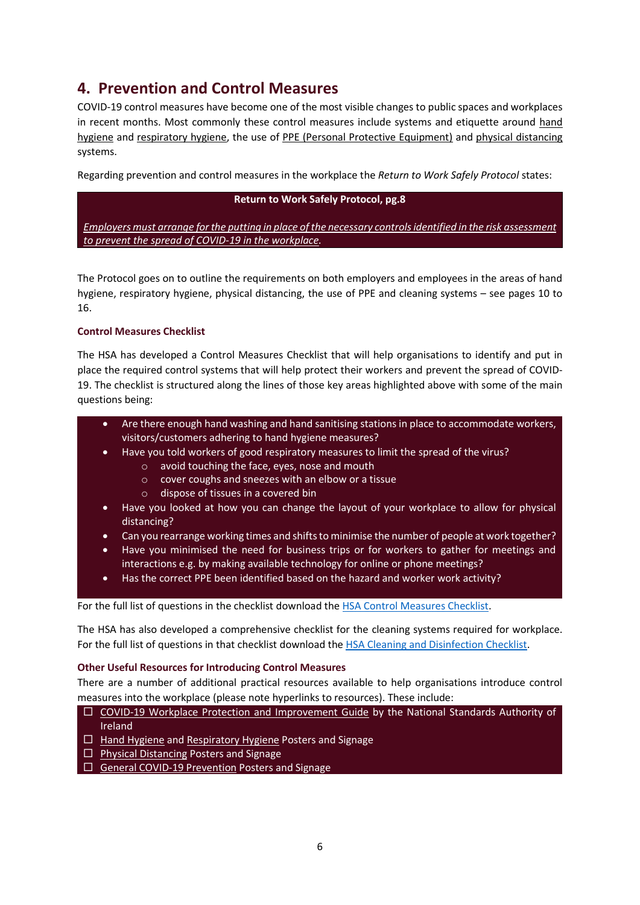## 4. Prevention and Control Measures

COVID-19 control measures have become one of the most visible changes to public spaces and workplaces in recent months. Most commonly these control measures include systems and etiquette around hand hygiene and respiratory hygiene, the use of PPE (Personal Protective Equipment) and physical distancing systems.

Regarding prevention and control measures in the workplace the *Return to Work Safely Protocol* states:

> **Return to Work Safely Protocol, pg.8**
>
> *Employers must arrange for the putting in place of the necessary controls identified in the risk assessment to prevent the spread of COVID-19 in the workplace.*

The Protocol goes on to outline the requirements on both employers and employees in the areas of hand hygiene, respiratory hygiene, physical distancing, the use of PPE and cleaning systems – see pages 10 to 16.

### Control Measures Checklist

The HSA has developed a Control Measures Checklist that will help organisations to identify and put in place the required control systems that will help protect their workers and prevent the spread of COVID-19. The checklist is structured along the lines of those key areas highlighted above with some of the main questions being:

- Are there enough hand washing and hand sanitising stations in place to accommodate workers, visitors/customers adhering to hand hygiene measures?
- Have you told workers of good respiratory measures to limit the spread of the virus?
    - avoid touching the face, eyes, nose and mouth
    - cover coughs and sneezes with an elbow or a tissue
    - dispose of tissues in a covered bin
- Have you looked at how you can change the layout of your workplace to allow for physical distancing?
- Can you rearrange working times and shifts to minimise the number of people at work together?
- Have you minimised the need for business trips or for workers to gather for meetings and interactions e.g. by making available technology for online or phone meetings?
- Has the correct PPE been identified based on the hazard and worker work activity?

For the full list of questions in the checklist download the HSA Control Measures Checklist.

The HSA has also developed a comprehensive checklist for the cleaning systems required for workplace. For the full list of questions in that checklist download the HSA Cleaning and Disinfection Checklist.

### Other Useful Resources for Introducing Control Measures

There are a number of additional practical resources available to help organisations introduce control measures into the workplace (please note hyperlinks to resources). These include:

- ☐ COVID-19 Workplace Protection and Improvement Guide by the National Standards Authority of Ireland
- ☐ Hand Hygiene and Respiratory Hygiene Posters and Signage
- ☐ Physical Distancing Posters and Signage
- ☐ General COVID-19 Prevention Posters and Signage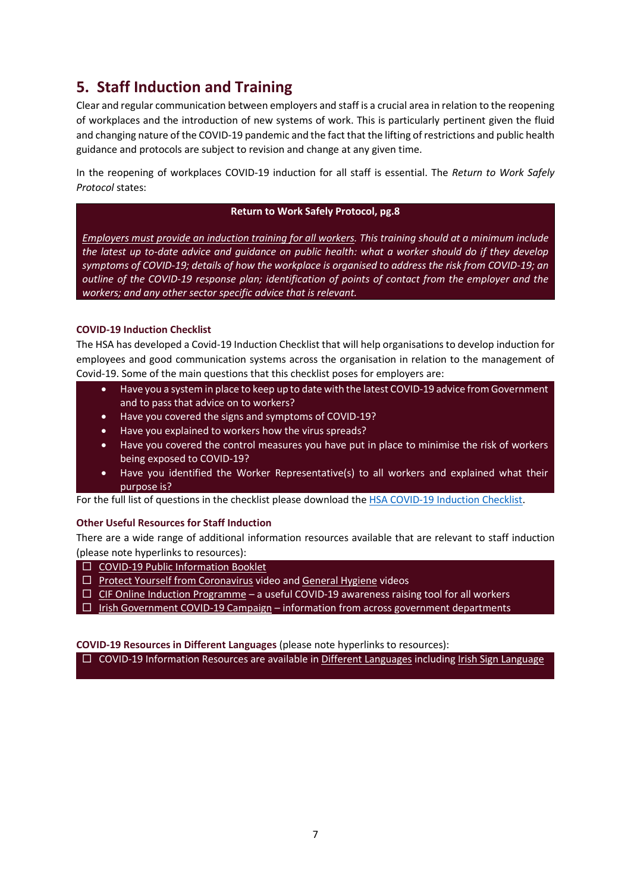## 5. Staff Induction and Training

Clear and regular communication between employers and staff is a crucial area in relation to the reopening of workplaces and the introduction of new systems of work. This is particularly pertinent given the fluid and changing nature of the COVID-19 pandemic and the fact that the lifting of restrictions and public health guidance and protocols are subject to revision and change at any given time.

In the reopening of workplaces COVID-19 induction for all staff is essential. The *Return to Work Safely Protocol* states:

> **Return to Work Safely Protocol, pg.8**
>
> *Employers must provide an induction training for all workers. This training should at a minimum include the latest up to-date advice and guidance on public health: what a worker should do if they develop symptoms of COVID-19; details of how the workplace is organised to address the risk from COVID-19; an outline of the COVID-19 response plan; identification of points of contact from the employer and the workers; and any other sector specific advice that is relevant.*

### COVID-19 Induction Checklist

The HSA has developed a Covid-19 Induction Checklist that will help organisations to develop induction for employees and good communication systems across the organisation in relation to the management of Covid-19. Some of the main questions that this checklist poses for employers are:

- Have you a system in place to keep up to date with the latest COVID-19 advice from Government and to pass that advice on to workers?
- Have you covered the signs and symptoms of COVID-19?
- Have you explained to workers how the virus spreads?
- Have you covered the control measures you have put in place to minimise the risk of workers being exposed to COVID-19?
- Have you identified the Worker Representative(s) to all workers and explained what their purpose is?

For the full list of questions in the checklist please download the HSA COVID-19 Induction Checklist.

### Other Useful Resources for Staff Induction

There are a wide range of additional information resources available that are relevant to staff induction (please note hyperlinks to resources):

- ☐ COVID-19 Public Information Booklet
- ☐ Protect Yourself from Coronavirus video and General Hygiene videos
- ☐ CIF Online Induction Programme – a useful COVID-19 awareness raising tool for all workers
- ☐ Irish Government COVID-19 Campaign – information from across government departments

**COVID-19 Resources in Different Languages** (please note hyperlinks to resources):

- ☐ COVID-19 Information Resources are available in Different Languages including Irish Sign Language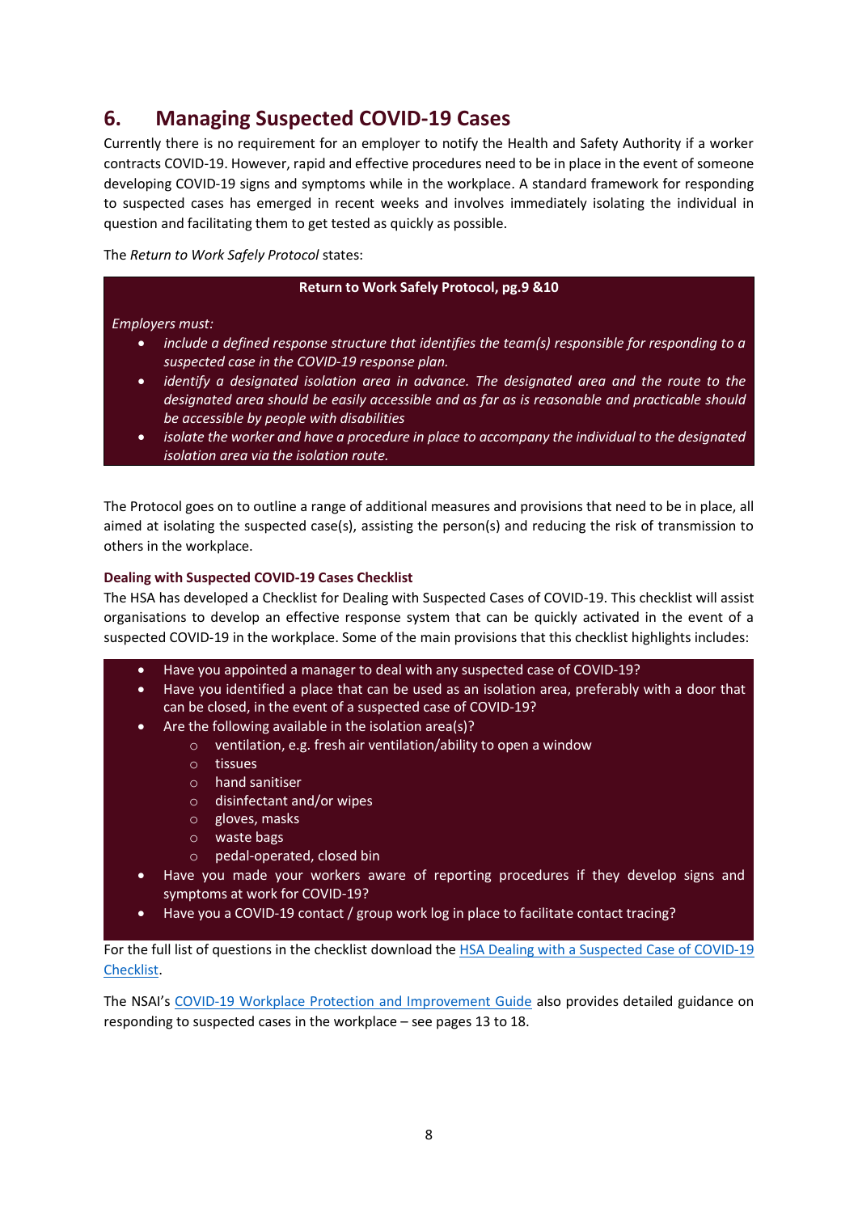## 6. Managing Suspected COVID-19 Cases

Currently there is no requirement for an employer to notify the Health and Safety Authority if a worker contracts COVID-19. However, rapid and effective procedures need to be in place in the event of someone developing COVID-19 signs and symptoms while in the workplace. A standard framework for responding to suspected cases has emerged in recent weeks and involves immediately isolating the individual in question and facilitating them to get tested as quickly as possible.

The *Return to Work Safely Protocol* states:

> **Return to Work Safely Protocol, pg.9 &10**
>
> *Employers must:*
>
> - *include a defined response structure that identifies the team(s) responsible for responding to a suspected case in the COVID-19 response plan.*
> - *identify a designated isolation area in advance. The designated area and the route to the designated area should be easily accessible and as far as is reasonable and practicable should be accessible by people with disabilities*
> - *isolate the worker and have a procedure in place to accompany the individual to the designated isolation area via the isolation route.*

The Protocol goes on to outline a range of additional measures and provisions that need to be in place, all aimed at isolating the suspected case(s), assisting the person(s) and reducing the risk of transmission to others in the workplace.

### Dealing with Suspected COVID-19 Cases Checklist

The HSA has developed a Checklist for Dealing with Suspected Cases of COVID-19. This checklist will assist organisations to develop an effective response system that can be quickly activated in the event of a suspected COVID-19 in the workplace. Some of the main provisions that this checklist highlights includes:

> - Have you appointed a manager to deal with any suspected case of COVID-19?
> - Have you identified a place that can be used as an isolation area, preferably with a door that can be closed, in the event of a suspected case of COVID-19?
> - Are the following available in the isolation area(s)?
>   - ventilation, e.g. fresh air ventilation/ability to open a window
>   - tissues
>   - hand sanitiser
>   - disinfectant and/or wipes
>   - gloves, masks
>   - waste bags
>   - pedal-operated, closed bin
> - Have you made your workers aware of reporting procedures if they develop signs and symptoms at work for COVID-19?
> - Have you a COVID-19 contact / group work log in place to facilitate contact tracing?

For the full list of questions in the checklist download the HSA Dealing with a Suspected Case of COVID-19 Checklist.

The NSAI's COVID-19 Workplace Protection and Improvement Guide also provides detailed guidance on responding to suspected cases in the workplace – see pages 13 to 18.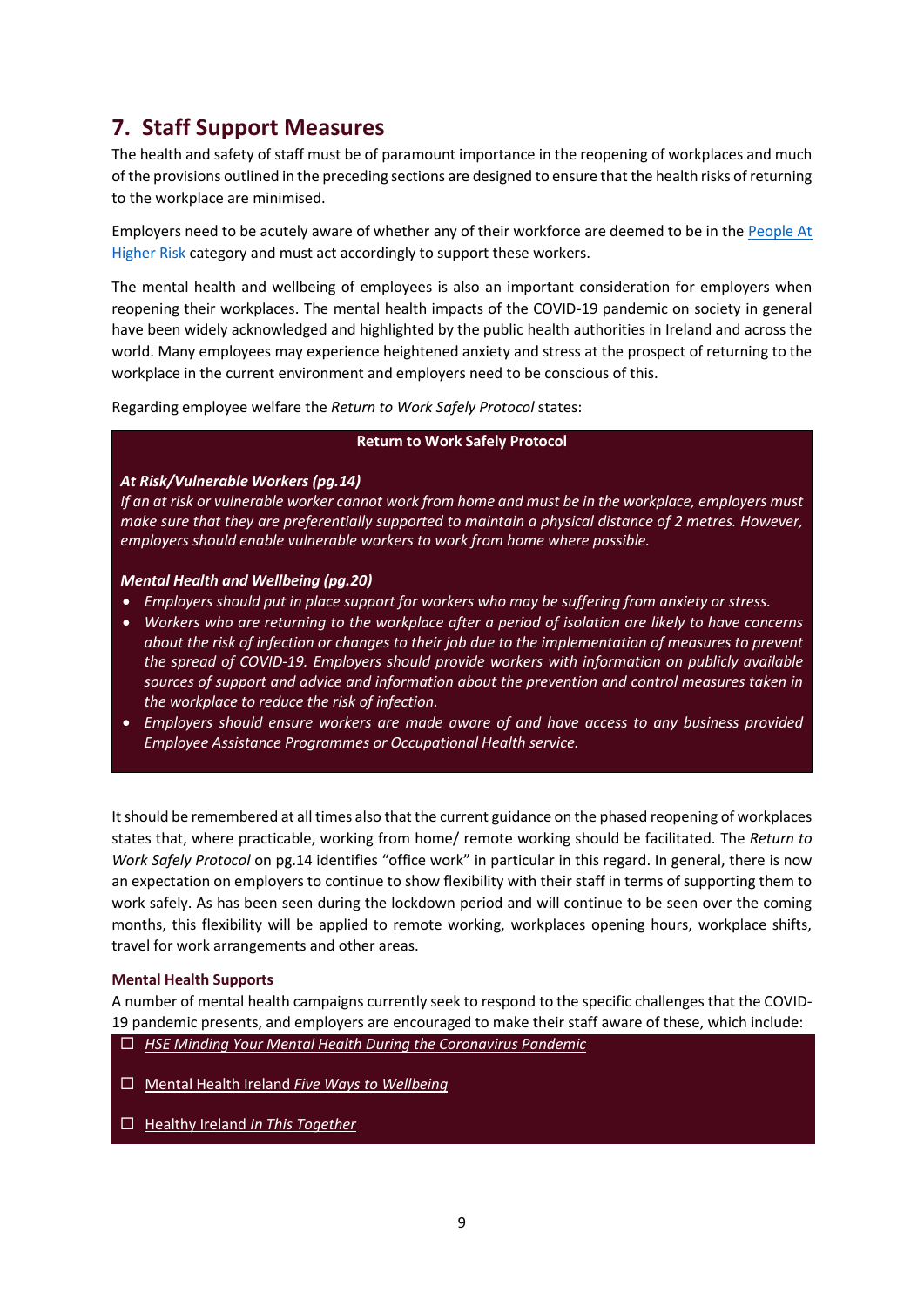## 7. Staff Support Measures

The health and safety of staff must be of paramount importance in the reopening of workplaces and much of the provisions outlined in the preceding sections are designed to ensure that the health risks of returning to the workplace are minimised.

Employers need to be acutely aware of whether any of their workforce are deemed to be in the People At Higher Risk category and must act accordingly to support these workers.

The mental health and wellbeing of employees is also an important consideration for employers when reopening their workplaces. The mental health impacts of the COVID-19 pandemic on society in general have been widely acknowledged and highlighted by the public health authorities in Ireland and across the world. Many employees may experience heightened anxiety and stress at the prospect of returning to the workplace in the current environment and employers need to be conscious of this.

Regarding employee welfare the *Return to Work Safely Protocol* states:

> **Return to Work Safely Protocol**
>
> ***At Risk/Vulnerable Workers (pg.14)***
> *If an at risk or vulnerable worker cannot work from home and must be in the workplace, employers must make sure that they are preferentially supported to maintain a physical distance of 2 metres. However, employers should enable vulnerable workers to work from home where possible.*
>
> ***Mental Health and Wellbeing (pg.20)***
> - *Employers should put in place support for workers who may be suffering from anxiety or stress.*
> - *Workers who are returning to the workplace after a period of isolation are likely to have concerns about the risk of infection or changes to their job due to the implementation of measures to prevent the spread of COVID-19. Employers should provide workers with information on publicly available sources of support and advice and information about the prevention and control measures taken in the workplace to reduce the risk of infection.*
> - *Employers should ensure workers are made aware of and have access to any business provided Employee Assistance Programmes or Occupational Health service.*

It should be remembered at all times also that the current guidance on the phased reopening of workplaces states that, where practicable, working from home/ remote working should be facilitated. The *Return to Work Safely Protocol* on pg.14 identifies "office work" in particular in this regard. In general, there is now an expectation on employers to continue to show flexibility with their staff in terms of supporting them to work safely. As has been seen during the lockdown period and will continue to be seen over the coming months, this flexibility will be applied to remote working, workplaces opening hours, workplace shifts, travel for work arrangements and other areas.

### Mental Health Supports

A number of mental health campaigns currently seek to respond to the specific challenges that the COVID-19 pandemic presents, and employers are encouraged to make their staff aware of these, which include:

- *HSE Minding Your Mental Health During the Coronavirus Pandemic*
- Mental Health Ireland *Five Ways to Wellbeing*
- Healthy Ireland *In This Together*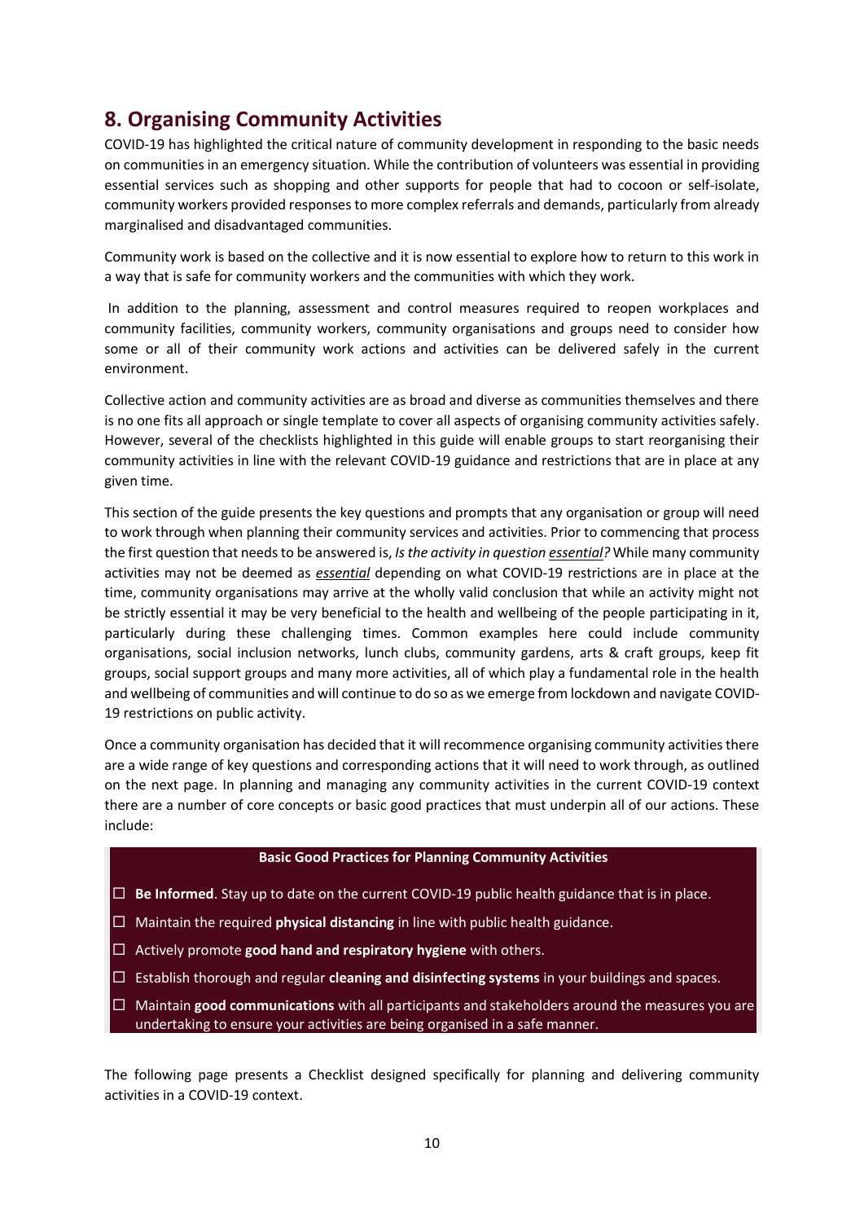## 8. Organising Community Activities

COVID-19 has highlighted the critical nature of community development in responding to the basic needs on communities in an emergency situation. While the contribution of volunteers was essential in providing essential services such as shopping and other supports for people that had to cocoon or self-isolate, community workers provided responses to more complex referrals and demands, particularly from already marginalised and disadvantaged communities.

Community work is based on the collective and it is now essential to explore how to return to this work in a way that is safe for community workers and the communities with which they work.

In addition to the planning, assessment and control measures required to reopen workplaces and community facilities, community workers, community organisations and groups need to consider how some or all of their community work actions and activities can be delivered safely in the current environment.

Collective action and community activities are as broad and diverse as communities themselves and there is no one fits all approach or single template to cover all aspects of organising community activities safely. However, several of the checklists highlighted in this guide will enable groups to start reorganising their community activities in line with the relevant COVID-19 guidance and restrictions that are in place at any given time.

This section of the guide presents the key questions and prompts that any organisation or group will need to work through when planning their community services and activities. Prior to commencing that process the first question that needs to be answered is, *Is the activity in question **essential**?* While many community activities may not be deemed as ***essential*** depending on what COVID-19 restrictions are in place at the time, community organisations may arrive at the wholly valid conclusion that while an activity might not be strictly essential it may be very beneficial to the health and wellbeing of the people participating in it, particularly during these challenging times. Common examples here could include community organisations, social inclusion networks, lunch clubs, community gardens, arts & craft groups, keep fit groups, social support groups and many more activities, all of which play a fundamental role in the health and wellbeing of communities and will continue to do so as we emerge from lockdown and navigate COVID-19 restrictions on public activity.

Once a community organisation has decided that it will recommence organising community activities there are a wide range of key questions and corresponding actions that it will need to work through, as outlined on the next page. In planning and managing any community activities in the current COVID-19 context there are a number of core concepts or basic good practices that must underpin all of our actions. These include:

**Basic Good Practices for Planning Community Activities**

- ☐ **Be Informed**. Stay up to date on the current COVID-19 public health guidance that is in place.
- ☐ Maintain the required **physical distancing** in line with public health guidance.
- ☐ Actively promote **good hand and respiratory hygiene** with others.
- ☐ Establish thorough and regular **cleaning and disinfecting systems** in your buildings and spaces.
- ☐ Maintain **good communications** with all participants and stakeholders around the measures you are undertaking to ensure your activities are being organised in a safe manner.

The following page presents a Checklist designed specifically for planning and delivering community activities in a COVID-19 context.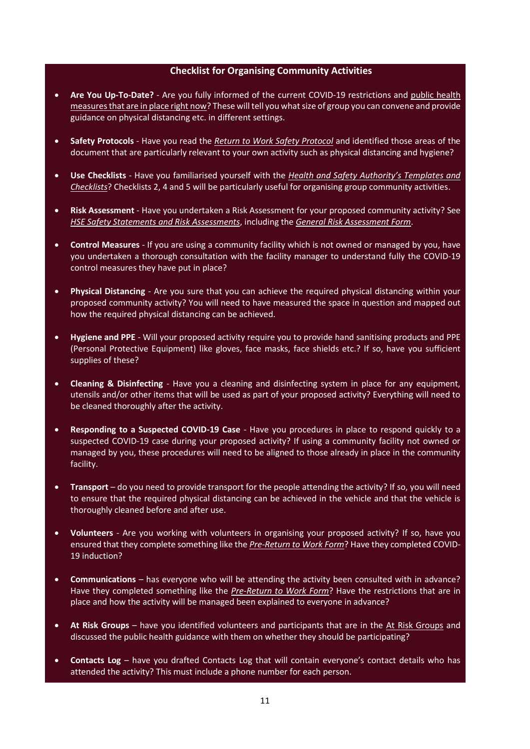### Checklist for Organising Community Activities

- **Are You Up-To-Date?** - Are you fully informed of the current COVID-19 restrictions and public health measures that are in place right now? These will tell you what size of group you can convene and provide guidance on physical distancing etc. in different settings.

- **Safety Protocols** - Have you read the *Return to Work Safety Protocol* and identified those areas of the document that are particularly relevant to your own activity such as physical distancing and hygiene?

- **Use Checklists** - Have you familiarised yourself with the *Health and Safety Authority's Templates and Checklists*? Checklists 2, 4 and 5 will be particularly useful for organising group community activities.

- **Risk Assessment** - Have you undertaken a Risk Assessment for your proposed community activity? See *HSE Safety Statements and Risk Assessments*, including the *General Risk Assessment Form*.

- **Control Measures** - If you are using a community facility which is not owned or managed by you, have you undertaken a thorough consultation with the facility manager to understand fully the COVID-19 control measures they have put in place?

- **Physical Distancing** - Are you sure that you can achieve the required physical distancing within your proposed community activity? You will need to have measured the space in question and mapped out how the required physical distancing can be achieved.

- **Hygiene and PPE** - Will your proposed activity require you to provide hand sanitising products and PPE (Personal Protective Equipment) like gloves, face masks, face shields etc.? If so, have you sufficient supplies of these?

- **Cleaning & Disinfecting** - Have you a cleaning and disinfecting system in place for any equipment, utensils and/or other items that will be used as part of your proposed activity? Everything will need to be cleaned thoroughly after the activity.

- **Responding to a Suspected COVID-19 Case** - Have you procedures in place to respond quickly to a suspected COVID-19 case during your proposed activity? If using a community facility not owned or managed by you, these procedures will need to be aligned to those already in place in the community facility.

- **Transport** – do you need to provide transport for the people attending the activity? If so, you will need to ensure that the required physical distancing can be achieved in the vehicle and that the vehicle is thoroughly cleaned before and after use.

- **Volunteers** - Are you working with volunteers in organising your proposed activity? If so, have you ensured that they complete something like the *Pre-Return to Work Form*? Have they completed COVID-19 induction?

- **Communications** – has everyone who will be attending the activity been consulted with in advance? Have they completed something like the *Pre-Return to Work Form*? Have the restrictions that are in place and how the activity will be managed been explained to everyone in advance?

- **At Risk Groups** – have you identified volunteers and participants that are in the At Risk Groups and discussed the public health guidance with them on whether they should be participating?

- **Contacts Log** – have you drafted Contacts Log that will contain everyone's contact details who has attended the activity? This must include a phone number for each person.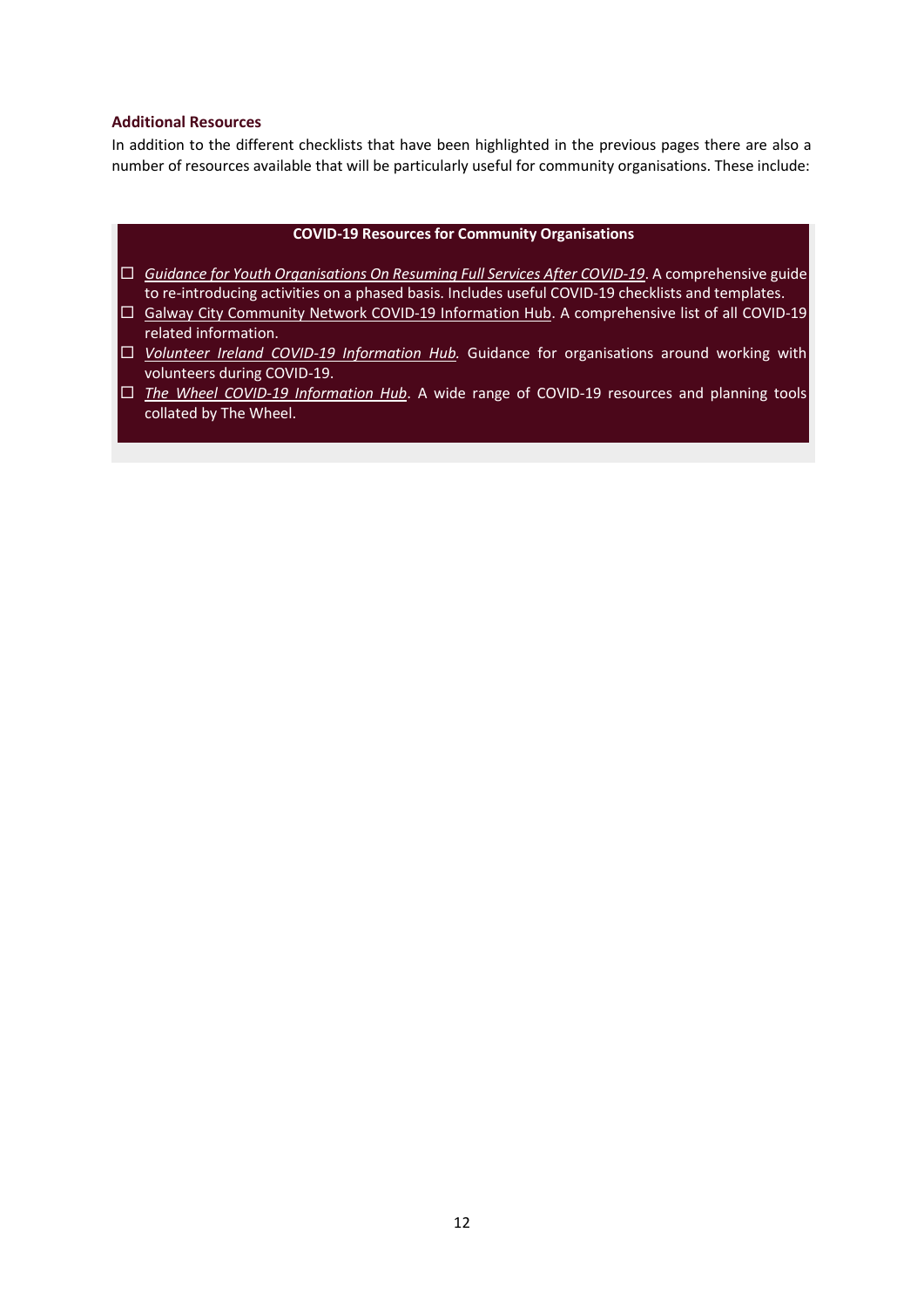### Additional Resources

In addition to the different checklists that have been highlighted in the previous pages there are also a number of resources available that will be particularly useful for community organisations. These include:

**COVID-19 Resources for Community Organisations**

- ☐ *Guidance for Youth Organisations On Resuming Full Services After COVID-19*. A comprehensive guide to re-introducing activities on a phased basis. Includes useful COVID-19 checklists and templates.
- ☐ Galway City Community Network COVID-19 Information Hub. A comprehensive list of all COVID-19 related information.
- ☐ *Volunteer Ireland COVID-19 Information Hub.* Guidance for organisations around working with volunteers during COVID-19.
- ☐ *The Wheel COVID-19 Information Hub*. A wide range of COVID-19 resources and planning tools collated by The Wheel.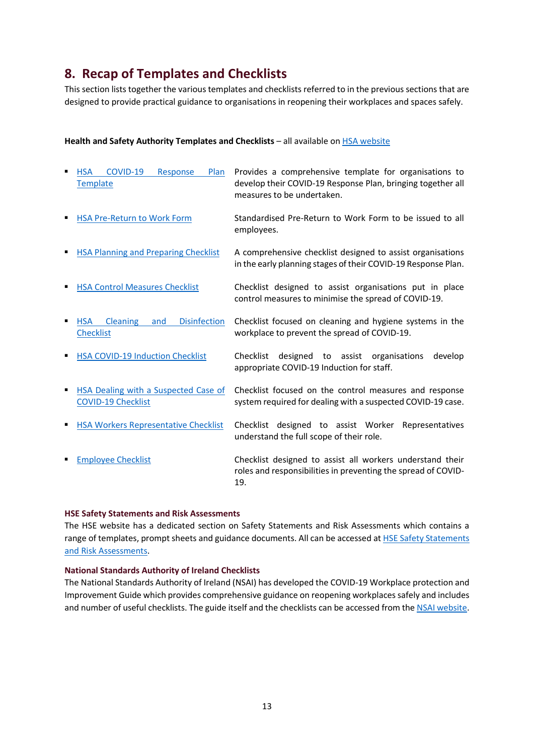## 8. Recap of Templates and Checklists

This section lists together the various templates and checklists referred to in the previous sections that are designed to provide practical guidance to organisations in reopening their workplaces and spaces safely.

**Health and Safety Authority Templates and Checklists** – all available on HSA website

- HSA COVID-19 Response Plan Template — Provides a comprehensive template for organisations to develop their COVID-19 Response Plan, bringing together all measures to be undertaken.
- HSA Pre-Return to Work Form — Standardised Pre-Return to Work Form to be issued to all employees.
- HSA Planning and Preparing Checklist — A comprehensive checklist designed to assist organisations in the early planning stages of their COVID-19 Response Plan.
- HSA Control Measures Checklist — Checklist designed to assist organisations put in place control measures to minimise the spread of COVID-19.
- HSA Cleaning and Disinfection Checklist — Checklist focused on cleaning and hygiene systems in the workplace to prevent the spread of COVID-19.
- HSA COVID-19 Induction Checklist — Checklist designed to assist organisations develop appropriate COVID-19 Induction for staff.
- HSA Dealing with a Suspected Case of COVID-19 Checklist — Checklist focused on the control measures and response system required for dealing with a suspected COVID-19 case.
- HSA Workers Representative Checklist — Checklist designed to assist Worker Representatives understand the full scope of their role.
- Employee Checklist — Checklist designed to assist all workers understand their roles and responsibilities in preventing the spread of COVID-19.

**HSE Safety Statements and Risk Assessments**

The HSE website has a dedicated section on Safety Statements and Risk Assessments which contains a range of templates, prompt sheets and guidance documents. All can be accessed at HSE Safety Statements and Risk Assessments.

**National Standards Authority of Ireland Checklists**

The National Standards Authority of Ireland (NSAI) has developed the COVID-19 Workplace protection and Improvement Guide which provides comprehensive guidance on reopening workplaces safely and includes and number of useful checklists. The guide itself and the checklists can be accessed from the NSAI website.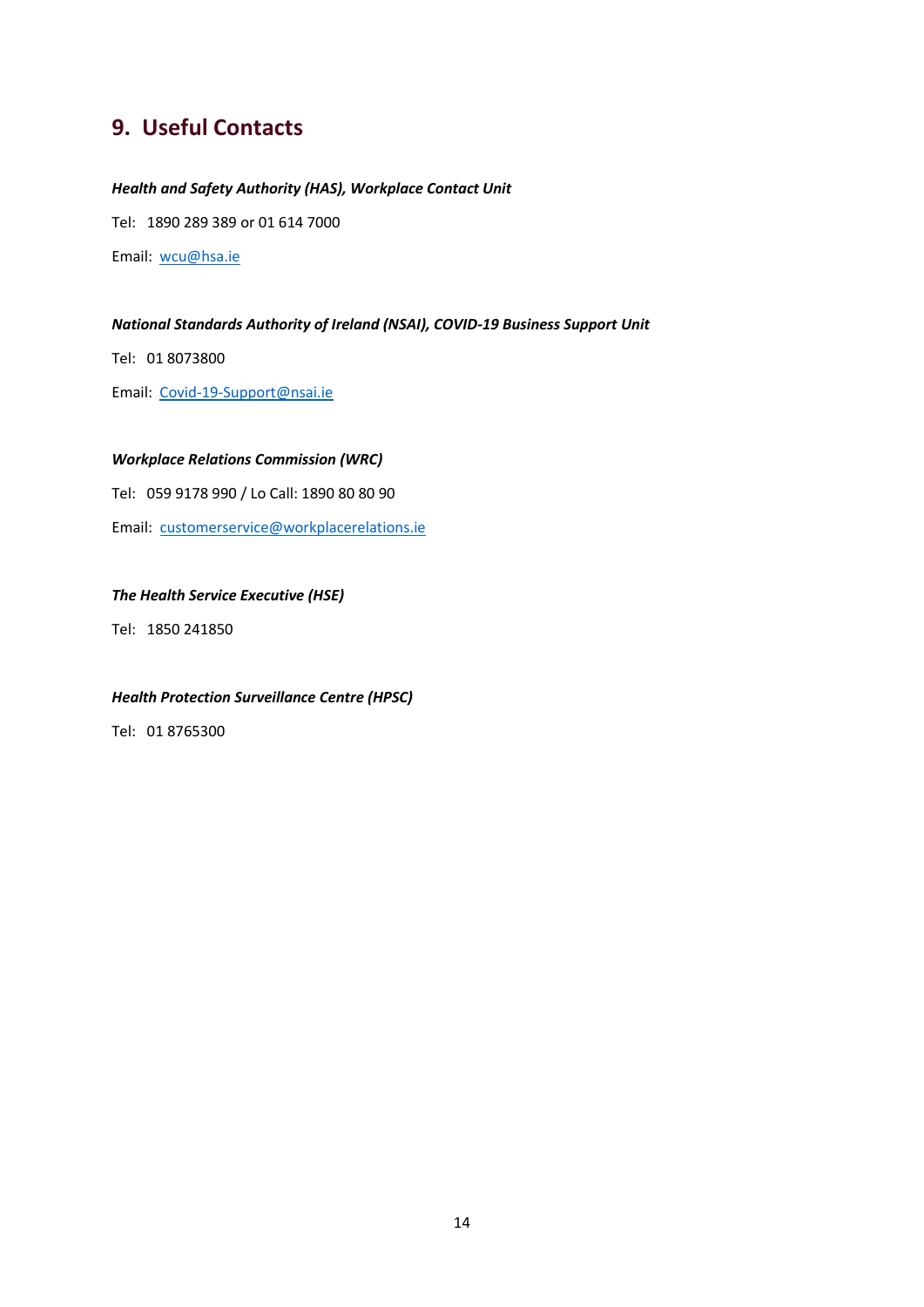## 9. Useful Contacts

***Health and Safety Authority (HAS), Workplace Contact Unit***

Tel: 1890 289 389 or 01 614 7000

Email: wcu@hsa.ie

***National Standards Authority of Ireland (NSAI), COVID-19 Business Support Unit***

Tel: 01 8073800

Email: Covid-19-Support@nsai.ie

***Workplace Relations Commission (WRC)***

Tel: 059 9178 990 / Lo Call: 1890 80 80 90

Email: customerservice@workplacerelations.ie

***The Health Service Executive (HSE)***

Tel: 1850 241850

***Health Protection Surveillance Centre (HPSC)***

Tel: 01 8765300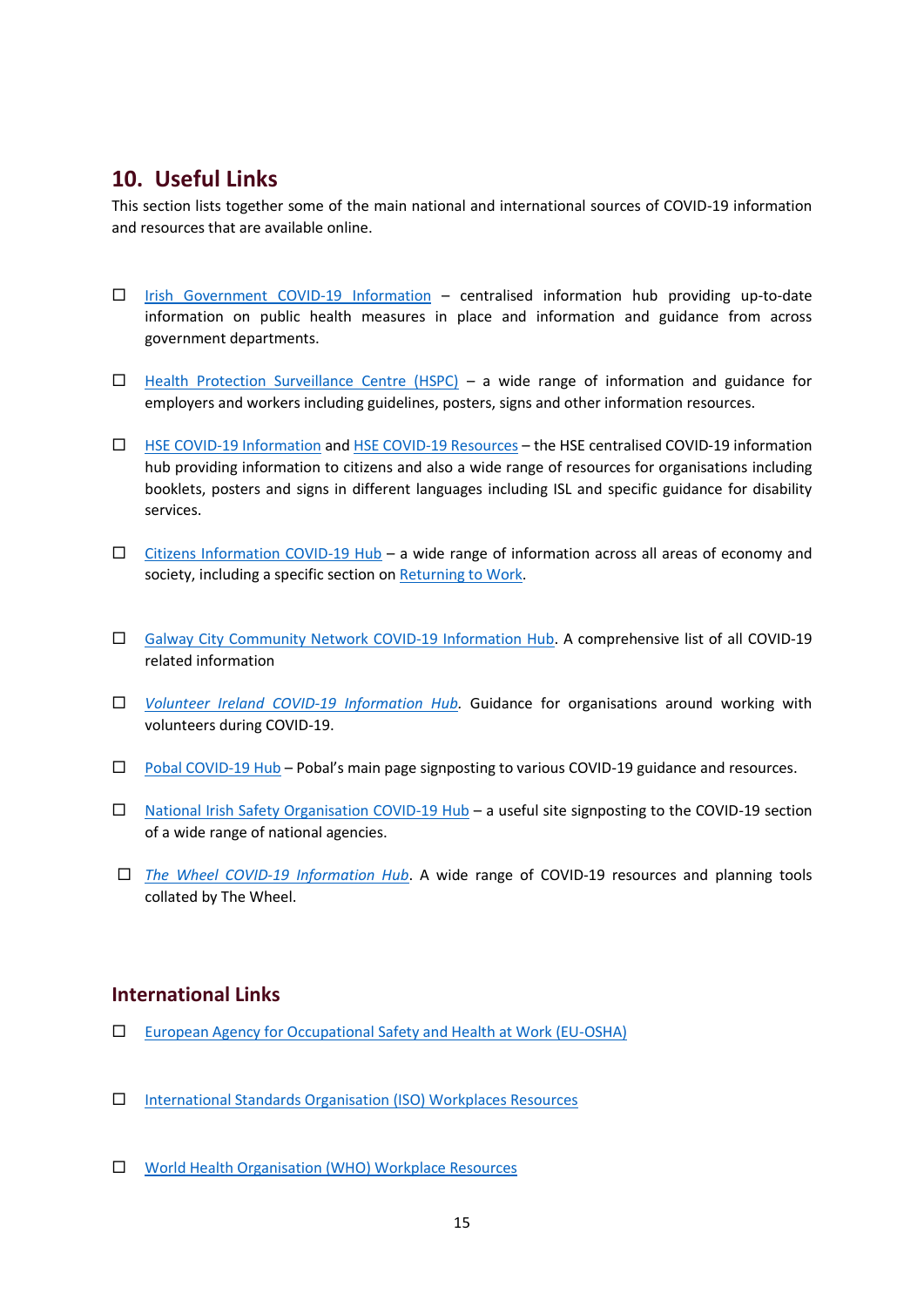## 10. Useful Links

This section lists together some of the main national and international sources of COVID-19 information and resources that are available online.

- ☐ Irish Government COVID-19 Information – centralised information hub providing up-to-date information on public health measures in place and information and guidance from across government departments.
- ☐ Health Protection Surveillance Centre (HSPC) – a wide range of information and guidance for employers and workers including guidelines, posters, signs and other information resources.
- ☐ HSE COVID-19 Information and HSE COVID-19 Resources – the HSE centralised COVID-19 information hub providing information to citizens and also a wide range of resources for organisations including booklets, posters and signs in different languages including ISL and specific guidance for disability services.
- ☐ Citizens Information COVID-19 Hub – a wide range of information across all areas of economy and society, including a specific section on Returning to Work.
- ☐ Galway City Community Network COVID-19 Information Hub. A comprehensive list of all COVID-19 related information
- ☐ *Volunteer Ireland COVID-19 Information Hub*. Guidance for organisations around working with volunteers during COVID-19.
- ☐ Pobal COVID-19 Hub – Pobal's main page signposting to various COVID-19 guidance and resources.
- ☐ National Irish Safety Organisation COVID-19 Hub – a useful site signposting to the COVID-19 section of a wide range of national agencies.
- ☐ *The Wheel COVID-19 Information Hub*. A wide range of COVID-19 resources and planning tools collated by The Wheel.

### International Links

- ☐ European Agency for Occupational Safety and Health at Work (EU-OSHA)
- ☐ International Standards Organisation (ISO) Workplaces Resources
- ☐ World Health Organisation (WHO) Workplace Resources